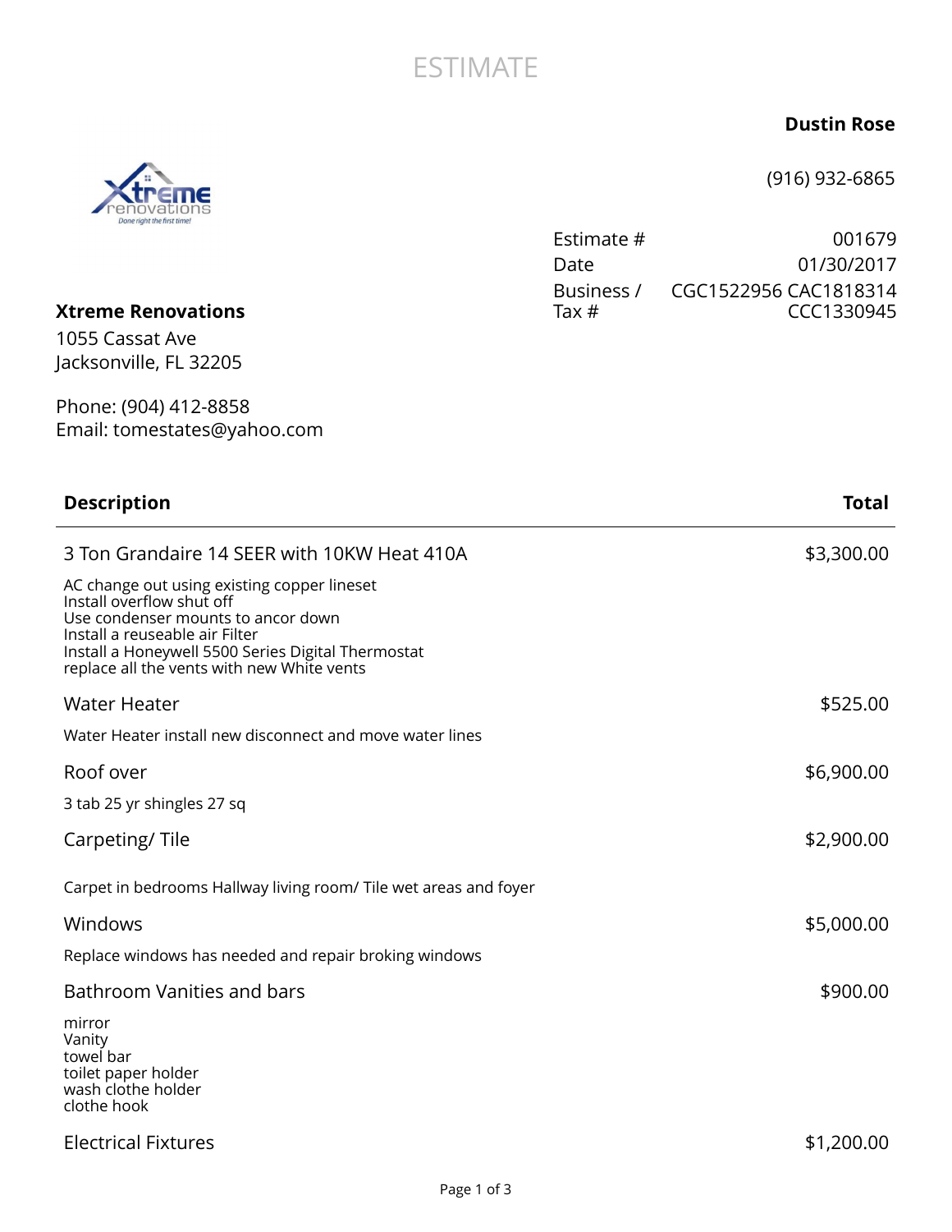# ESTIMATE

**Dustin Rose**

(916) 932-6865

| | |
|---|---|
| Estimate # | 001679 |
| Date | 01/30/2017 |
| Business / Tax # | CGC1522956 CAC1818314 CCC1330945 |

**Xtreme Renovations**

1055 Cassat Ave
Jacksonville, FL 32205

Phone: (904) 412-8858
Email: tomestates@yahoo.com

| Description | Total |
|---|---|
| 3 Ton Grandaire 14 SEER with 10KW Heat 410A<br>AC change out using existing copper lineset<br>Install overflow shut off<br>Use condenser mounts to ancor down<br>Install a reuseable air Filter<br>Install a Honeywell 5500 Series Digital Thermostat<br>replace all the vents with new White vents | $3,300.00 |
| Water Heater<br>Water Heater install new disconnect and move water lines | $525.00 |
| Roof over<br>3 tab 25 yr shingles 27 sq | $6,900.00 |
| Carpeting/ Tile<br>Carpet in bedrooms Hallway living room/ Tile wet areas and foyer | $2,900.00 |
| Windows<br>Replace windows has needed and repair broking windows | $5,000.00 |
| Bathroom Vanities and bars<br>mirror<br>Vanity<br>towel bar<br>toilet paper holder<br>wash clothe holder<br>clothe hook | $900.00 |
| Electrical Fixtures | $1,200.00 |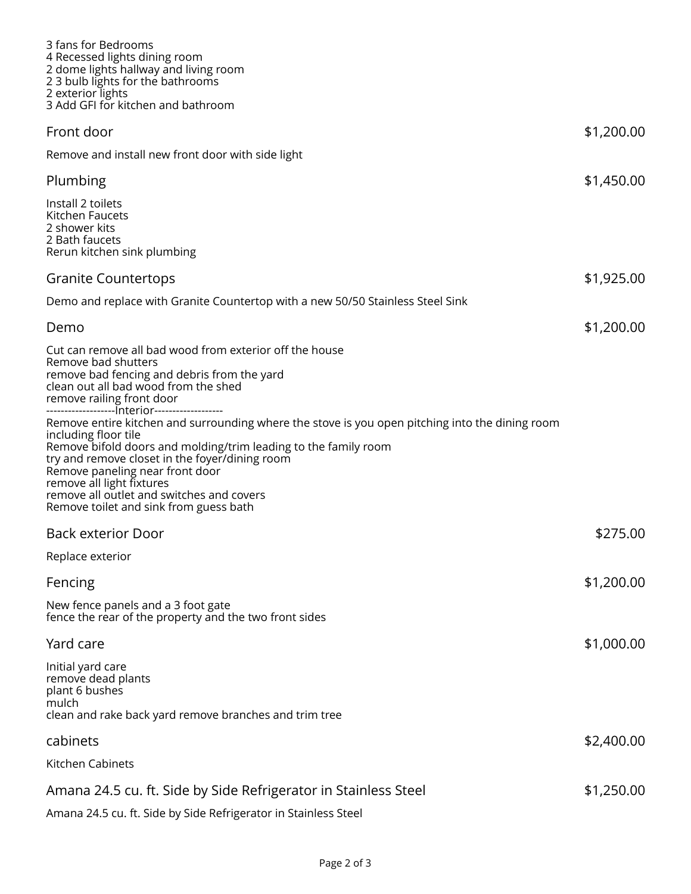3 fans for Bedrooms
4 Recessed lights dining room
2 dome lights hallway and living room
2 3 bulb lights for the bathrooms
2 exterior lights
3 Add GFI for kitchen and bathroom

| Item | Amount |
|---|---|
| Front door | $1,200.00 |

Remove and install new front door with side light

| Item | Amount |
|---|---|
| Plumbing | $1,450.00 |

Install 2 toilets
Kitchen Faucets
2 shower kits
2 Bath faucets
Rerun kitchen sink plumbing

| Item | Amount |
|---|---|
| Granite Countertops | $1,925.00 |

Demo and replace with Granite Countertop with a new 50/50 Stainless Steel Sink

| Item | Amount |
|---|---|
| Demo | $1,200.00 |

Cut can remove all bad wood from exterior off the house
Remove bad shutters
remove bad fencing and debris from the yard
clean out all bad wood from the shed
remove railing front door
-------------------Interior-------------------
Remove entire kitchen and surrounding where the stove is you open pitching into the dining room including floor tile
Remove bifold doors and molding/trim leading to the family room
try and remove closet in the foyer/dining room
Remove paneling near front door
remove all light fixtures
remove all outlet and switches and covers
Remove toilet and sink from guess bath

| Item | Amount |
|---|---|
| Back exterior Door | $275.00 |

Replace exterior

| Item | Amount |
|---|---|
| Fencing | $1,200.00 |

New fence panels and a 3 foot gate
fence the rear of the property and the two front sides

| Item | Amount |
|---|---|
| Yard care | $1,000.00 |

Initial yard care
remove dead plants
plant 6 bushes
mulch
clean and rake back yard remove branches and trim tree

| Item | Amount |
|---|---|
| cabinets | $2,400.00 |

Kitchen Cabinets

| Item | Amount |
|---|---|
| Amana 24.5 cu. ft. Side by Side Refrigerator in Stainless Steel | $1,250.00 |

Amana 24.5 cu. ft. Side by Side Refrigerator in Stainless Steel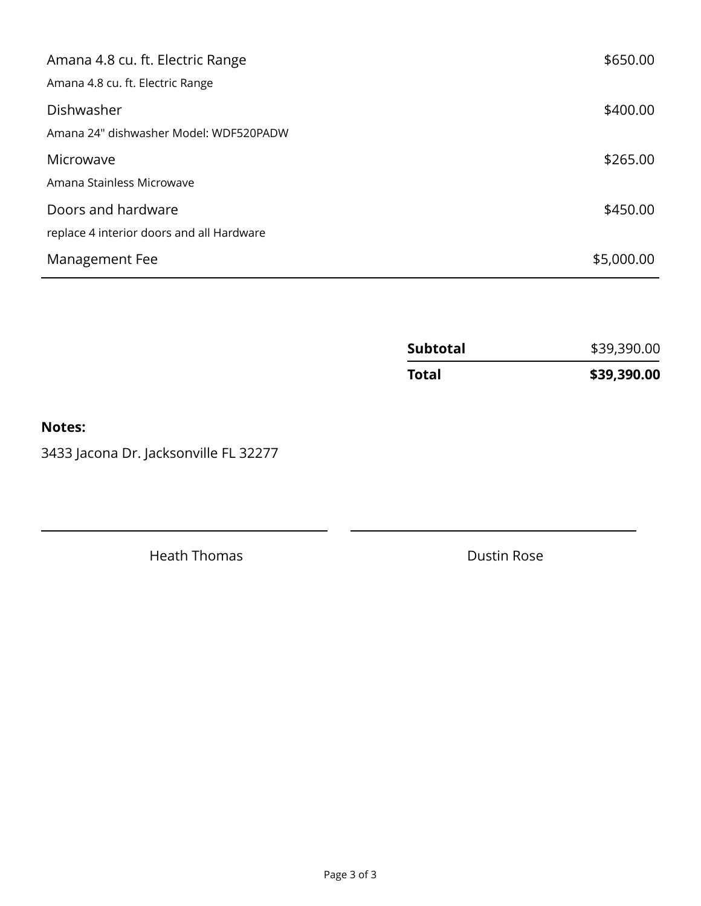| | |
|---|---|
| Amana 4.8 cu. ft. Electric Range<br>Amana 4.8 cu. ft. Electric Range | $650.00 |
| Dishwasher<br>Amana 24" dishwasher Model: WDF520PADW | $400.00 |
| Microwave<br>Amana Stainless Microwave | $265.00 |
| Doors and hardware<br>replace 4 interior doors and all Hardware | $450.00 |
| Management Fee | $5,000.00 |

| | |
|---|---|
| **Subtotal** | $39,390.00 |
| **Total** | **$39,390.00** |

**Notes:**

3433 Jacona Dr. Jacksonville FL 32277

Heath Thomas

Dustin Rose